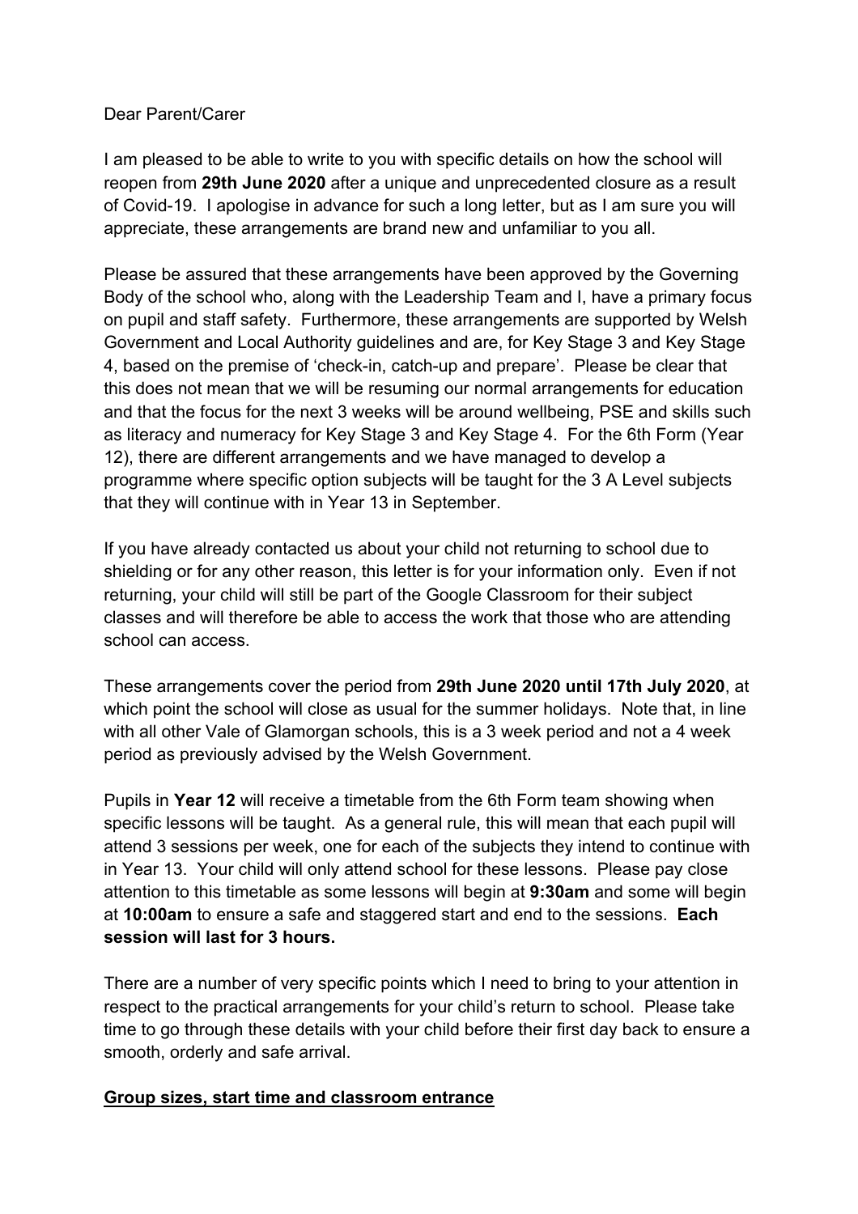Dear Parent/Carer

I am pleased to be able to write to you with specific details on how the school will reopen from **29th June 2020** after a unique and unprecedented closure as a result of Covid-19. I apologise in advance for such a long letter, but as I am sure you will appreciate, these arrangements are brand new and unfamiliar to you all.

Please be assured that these arrangements have been approved by the Governing Body of the school who, along with the Leadership Team and I, have a primary focus on pupil and staff safety. Furthermore, these arrangements are supported by Welsh Government and Local Authority guidelines and are, for Key Stage 3 and Key Stage 4, based on the premise of 'check-in, catch-up and prepare'. Please be clear that this does not mean that we will be resuming our normal arrangements for education and that the focus for the next 3 weeks will be around wellbeing, PSE and skills such as literacy and numeracy for Key Stage 3 and Key Stage 4. For the 6th Form (Year 12), there are different arrangements and we have managed to develop a programme where specific option subjects will be taught for the 3 A Level subjects that they will continue with in Year 13 in September.

If you have already contacted us about your child not returning to school due to shielding or for any other reason, this letter is for your information only. Even if not returning, your child will still be part of the Google Classroom for their subject classes and will therefore be able to access the work that those who are attending school can access.

These arrangements cover the period from **29th June 2020 until 17th July 2020**, at which point the school will close as usual for the summer holidays. Note that, in line with all other Vale of Glamorgan schools, this is a 3 week period and not a 4 week period as previously advised by the Welsh Government.

Pupils in **Year 12** will receive a timetable from the 6th Form team showing when specific lessons will be taught. As a general rule, this will mean that each pupil will attend 3 sessions per week, one for each of the subjects they intend to continue with in Year 13. Your child will only attend school for these lessons. Please pay close attention to this timetable as some lessons will begin at **9:30am** and some will begin at **10:00am** to ensure a safe and staggered start and end to the sessions. **Each session will last for 3 hours.**

There are a number of very specific points which I need to bring to your attention in respect to the practical arrangements for your child's return to school. Please take time to go through these details with your child before their first day back to ensure a smooth, orderly and safe arrival.

## Group sizes, start time and classroom entrance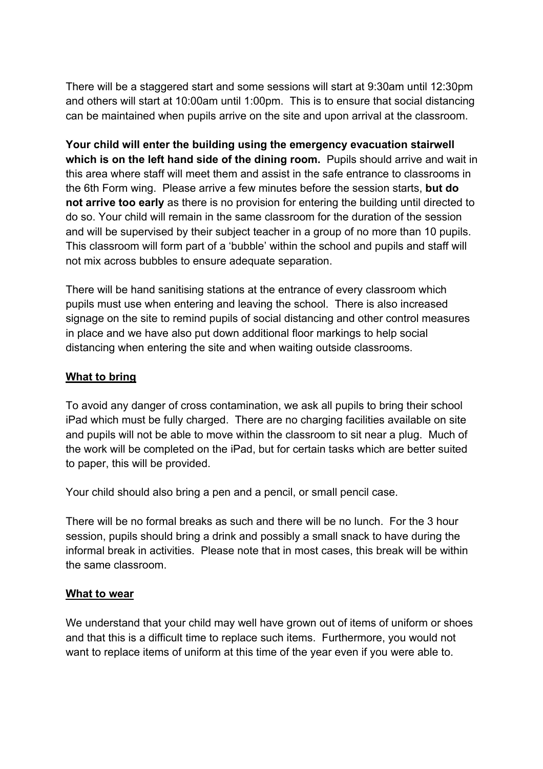There will be a staggered start and some sessions will start at 9:30am until 12:30pm and others will start at 10:00am until 1:00pm. This is to ensure that social distancing can be maintained when pupils arrive on the site and upon arrival at the classroom.

**Your child will enter the building using the emergency evacuation stairwell which is on the left hand side of the dining room.** Pupils should arrive and wait in this area where staff will meet them and assist in the safe entrance to classrooms in the 6th Form wing. Please arrive a few minutes before the session starts, **but do not arrive too early** as there is no provision for entering the building until directed to do so. Your child will remain in the same classroom for the duration of the session and will be supervised by their subject teacher in a group of no more than 10 pupils. This classroom will form part of a 'bubble' within the school and pupils and staff will not mix across bubbles to ensure adequate separation.

There will be hand sanitising stations at the entrance of every classroom which pupils must use when entering and leaving the school. There is also increased signage on the site to remind pupils of social distancing and other control measures in place and we have also put down additional floor markings to help social distancing when entering the site and when waiting outside classrooms.

## **<u>What to bring</u>**

To avoid any danger of cross contamination, we ask all pupils to bring their school iPad which must be fully charged. There are no charging facilities available on site and pupils will not be able to move within the classroom to sit near a plug. Much of the work will be completed on the iPad, but for certain tasks which are better suited to paper, this will be provided.

Your child should also bring a pen and a pencil, or small pencil case.

There will be no formal breaks as such and there will be no lunch. For the 3 hour session, pupils should bring a drink and possibly a small snack to have during the informal break in activities. Please note that in most cases, this break will be within the same classroom.

## **<u>What to wear</u>**

We understand that your child may well have grown out of items of uniform or shoes and that this is a difficult time to replace such items. Furthermore, you would not want to replace items of uniform at this time of the year even if you were able to.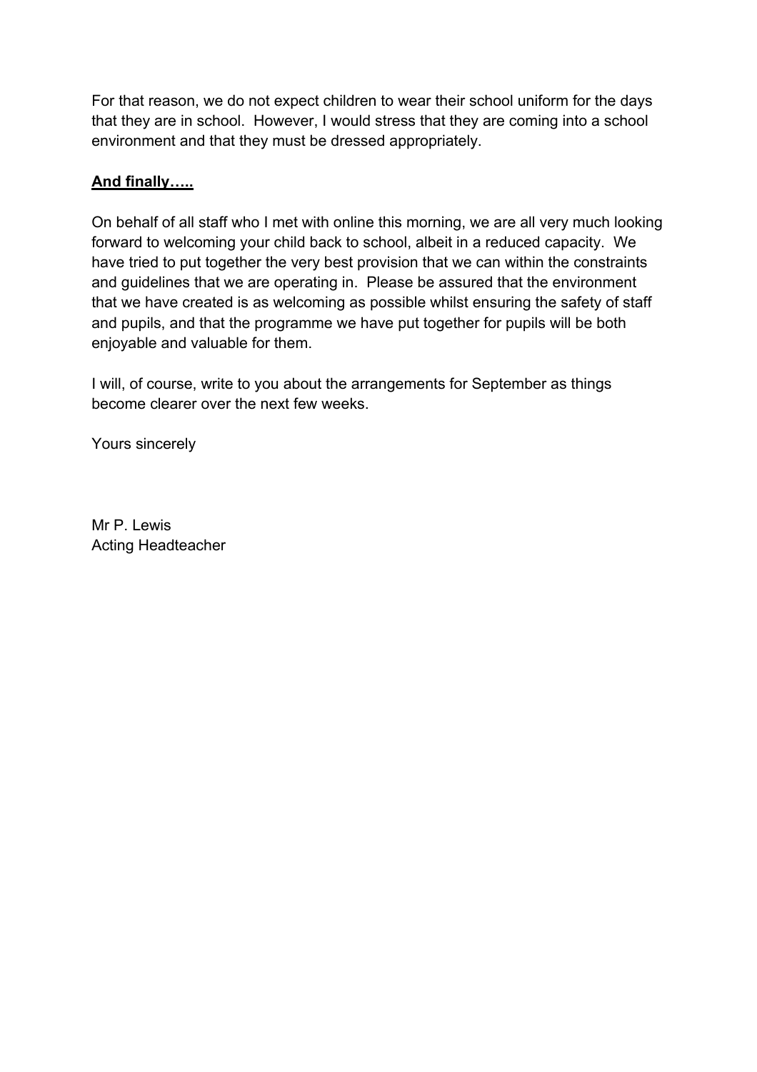For that reason, we do not expect children to wear their school uniform for the days that they are in school. However, I would stress that they are coming into a school environment and that they must be dressed appropriately.

**<u>And finally…..</u>**

On behalf of all staff who I met with online this morning, we are all very much looking forward to welcoming your child back to school, albeit in a reduced capacity. We have tried to put together the very best provision that we can within the constraints and guidelines that we are operating in. Please be assured that the environment that we have created is as welcoming as possible whilst ensuring the safety of staff and pupils, and that the programme we have put together for pupils will be both enjoyable and valuable for them.

I will, of course, write to you about the arrangements for September as things become clearer over the next few weeks.

Yours sincerely

Mr P. Lewis
Acting Headteacher